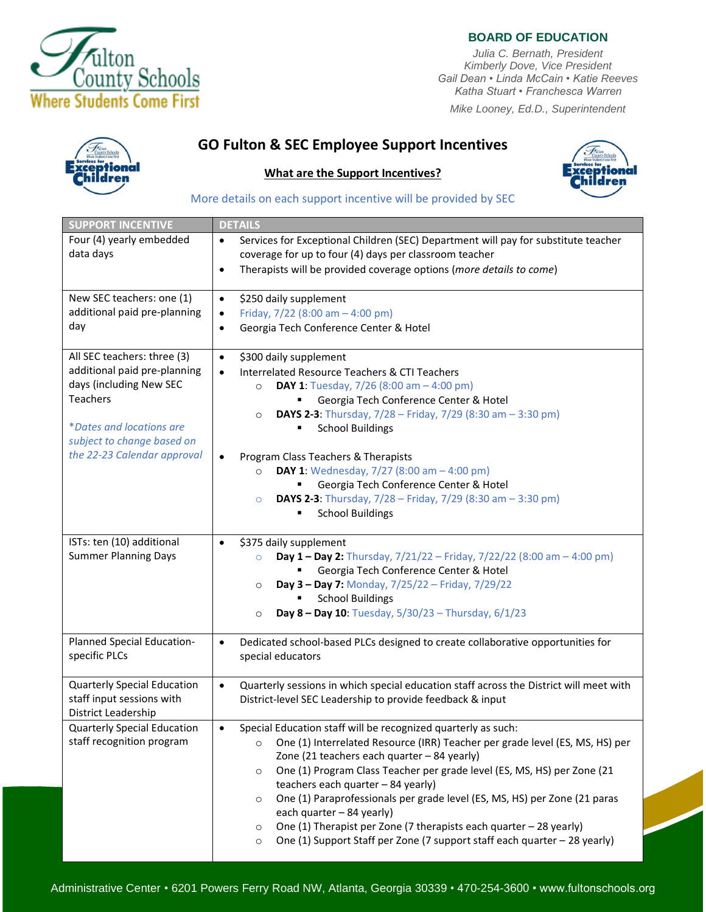Fulton County Schools
Where Students Come First

**BOARD OF EDUCATION**

Julia C. Bernath, President
Kimberly Dove, Vice President
Gail Dean • Linda McCain • Katie Reeves
Katha Stuart • Franchesca Warren

Mike Looney, Ed.D., Superintendent

# GO Fulton & SEC Employee Support Incentives

## What are the Support Incentives?

More details on each support incentive will be provided by SEC

| SUPPORT INCENTIVE | DETAILS |
|---|---|
| Four (4) yearly embedded data days | • Services for Exceptional Children (SEC) Department will pay for substitute teacher coverage for up to four (4) days per classroom teacher<br>• Therapists will be provided coverage options (*more details to come*) |
| New SEC teachers: one (1) additional paid pre-planning day | • $250 daily supplement<br>• Friday, 7/22 (8:00 am – 4:00 pm)<br>• Georgia Tech Conference Center & Hotel |
| All SEC teachers: three (3) additional paid pre-planning days (including New SEC Teachers<br><br>*\*Dates and locations are subject to change based on the 22-23 Calendar approval* | • $300 daily supplement<br>• Interrelated Resource Teachers & CTI Teachers<br>&nbsp;&nbsp;○ **DAY 1**: Tuesday, 7/26 (8:00 am – 4:00 pm)<br>&nbsp;&nbsp;&nbsp;&nbsp;▪ Georgia Tech Conference Center & Hotel<br>&nbsp;&nbsp;○ **DAYS 2-3**: Thursday, 7/28 – Friday, 7/29 (8:30 am – 3:30 pm)<br>&nbsp;&nbsp;&nbsp;&nbsp;▪ School Buildings<br><br>• Program Class Teachers & Therapists<br>&nbsp;&nbsp;○ **DAY 1**: Wednesday, 7/27 (8:00 am – 4:00 pm)<br>&nbsp;&nbsp;&nbsp;&nbsp;▪ Georgia Tech Conference Center & Hotel<br>&nbsp;&nbsp;○ **DAYS 2-3**: Thursday, 7/28 – Friday, 7/29 (8:30 am – 3:30 pm)<br>&nbsp;&nbsp;&nbsp;&nbsp;▪ School Buildings |
| ISTs: ten (10) additional Summer Planning Days | • $375 daily supplement<br>&nbsp;&nbsp;○ **Day 1 – Day 2:** Thursday, 7/21/22 – Friday, 7/22/22 (8:00 am – 4:00 pm)<br>&nbsp;&nbsp;&nbsp;&nbsp;▪ Georgia Tech Conference Center & Hotel<br>&nbsp;&nbsp;○ **Day 3 – Day 7:** Monday, 7/25/22 – Friday, 7/29/22<br>&nbsp;&nbsp;&nbsp;&nbsp;▪ School Buildings<br>&nbsp;&nbsp;○ **Day 8 – Day 10**: Tuesday, 5/30/23 – Thursday, 6/1/23 |
| Planned Special Education-specific PLCs | • Dedicated school-based PLCs designed to create collaborative opportunities for special educators |
| Quarterly Special Education staff input sessions with District Leadership | • Quarterly sessions in which special education staff across the District will meet with District-level SEC Leadership to provide feedback & input |
| Quarterly Special Education staff recognition program | • Special Education staff will be recognized quarterly as such:<br>&nbsp;&nbsp;○ One (1) Interrelated Resource (IRR) Teacher per grade level (ES, MS, HS) per Zone (21 teachers each quarter – 84 yearly)<br>&nbsp;&nbsp;○ One (1) Program Class Teacher per grade level (ES, MS, HS) per Zone (21 teachers each quarter – 84 yearly)<br>&nbsp;&nbsp;○ One (1) Paraprofessionals per grade level (ES, MS, HS) per Zone (21 paras each quarter – 84 yearly)<br>&nbsp;&nbsp;○ One (1) Therapist per Zone (7 therapists each quarter – 28 yearly)<br>&nbsp;&nbsp;○ One (1) Support Staff per Zone (7 support staff each quarter – 28 yearly) |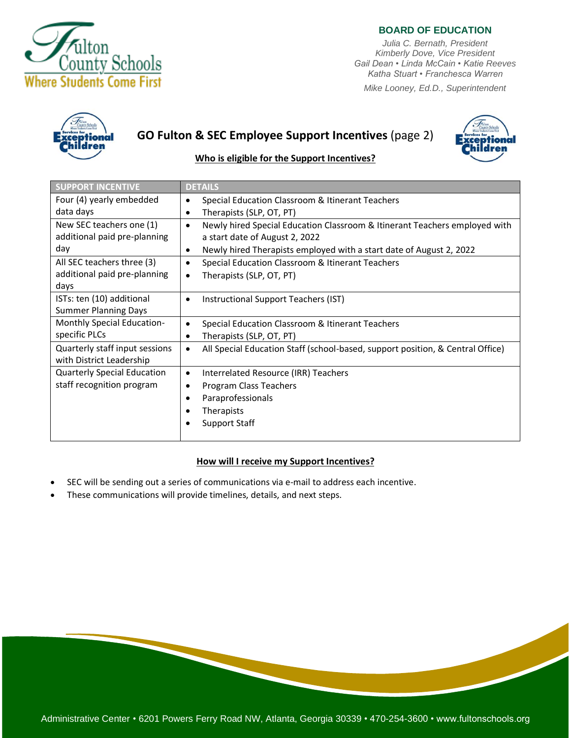**BOARD OF EDUCATION**

*Julia C. Bernath, President*
*Kimberly Dove, Vice President*
*Gail Dean • Linda McCain • Katie Reeves*
*Katha Stuart • Franchesca Warren*

*Mike Looney, Ed.D., Superintendent*

## GO Fulton & SEC Employee Support Incentives (page 2)

### Who is eligible for the Support Incentives?

| SUPPORT INCENTIVE | DETAILS |
| --- | --- |
| Four (4) yearly embedded data days | • Special Education Classroom & Itinerant Teachers<br>• Therapists (SLP, OT, PT) |
| New SEC teachers one (1) additional paid pre-planning day | • Newly hired Special Education Classroom & Itinerant Teachers employed with a start date of August 2, 2022<br>• Newly hired Therapists employed with a start date of August 2, 2022 |
| All SEC teachers three (3) additional paid pre-planning days | • Special Education Classroom & Itinerant Teachers<br>• Therapists (SLP, OT, PT) |
| ISTs: ten (10) additional Summer Planning Days | • Instructional Support Teachers (IST) |
| Monthly Special Education-specific PLCs | • Special Education Classroom & Itinerant Teachers<br>• Therapists (SLP, OT, PT) |
| Quarterly staff input sessions with District Leadership | • All Special Education Staff (school-based, support position, & Central Office) |
| Quarterly Special Education staff recognition program | • Interrelated Resource (IRR) Teachers<br>• Program Class Teachers<br>• Paraprofessionals<br>• Therapists<br>• Support Staff |

### How will I receive my Support Incentives?

- SEC will be sending out a series of communications via e-mail to address each incentive.
- These communications will provide timelines, details, and next steps.

Administrative Center • 6201 Powers Ferry Road NW, Atlanta, Georgia 30339 • 470-254-3600 • www.fultonschools.org